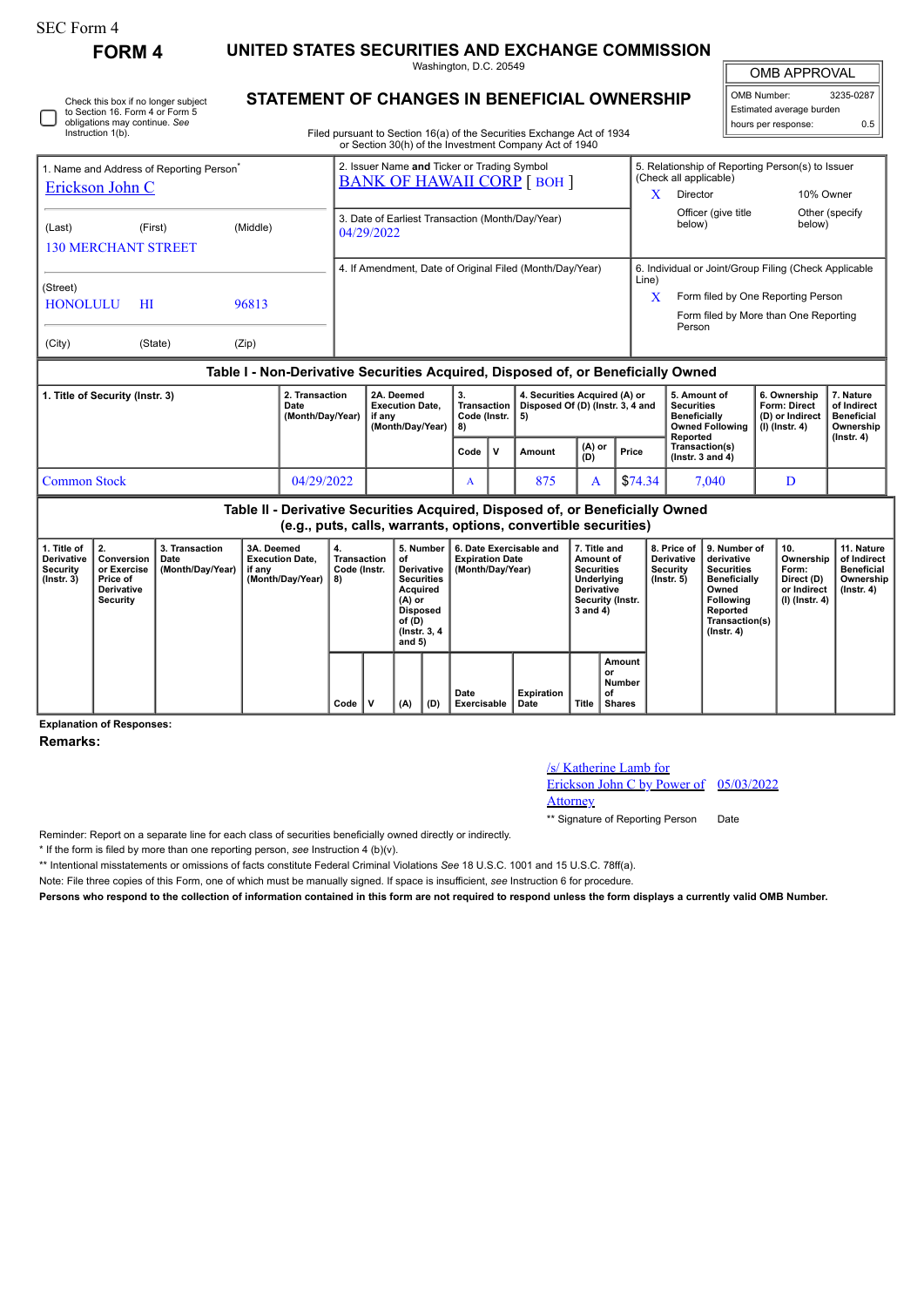SEC Form 4

# FORM 4

## UNITED STATES SECURITIES AND EXCHANGE COMMISSION

Washington, D.C. 20549

## STATEMENT OF CHANGES IN BENEFICIAL OWNERSHIP

Filed pursuant to Section 16(a) of the Securities Exchange Act of 1934 or Section 30(h) of the Investment Company Act of 1940

☐ Check this box if no longer subject to Section 16. Form 4 or Form 5 obligations may continue. *See* Instruction 1(b).

| OMB APPROVAL | |
|---|---|
| OMB Number: | 3235-0287 |
| Estimated average burden | |
| hours per response: | 0.5 |

1. Name and Address of Reporting Person*

Erickson John C

(Last) (First) (Middle)

130 MERCHANT STREET

(Street)

HONOLULU HI 96813

(City) (State) (Zip)

2. Issuer Name **and** Ticker or Trading Symbol

BANK OF HAWAII CORP [ BOH ]

3. Date of Earliest Transaction (Month/Day/Year)

04/29/2022

4. If Amendment, Date of Original Filed (Month/Day/Year)

5. Relationship of Reporting Person(s) to Issuer (Check all applicable)

X Director

10% Owner

Officer (give title below)

Other (specify below)

6. Individual or Joint/Group Filing (Check Applicable Line)

X Form filed by One Reporting Person

Form filed by More than One Reporting Person

### Table I - Non-Derivative Securities Acquired, Disposed of, or Beneficially Owned

| 1. Title of Security (Instr. 3) | 2. Transaction Date (Month/Day/Year) | 2A. Deemed Execution Date, if any (Month/Day/Year) | 3. Transaction Code (Instr. 8) | | 4. Securities Acquired (A) or Disposed Of (D) (Instr. 3, 4 and 5) | | | 5. Amount of Securities Beneficially Owned Following Reported Transaction(s) (Instr. 3 and 4) | 6. Ownership Form: Direct (D) or Indirect (I) (Instr. 4) | 7. Nature of Indirect Beneficial Ownership (Instr. 4) |
|---|---|---|---|---|---|---|---|---|---|---|
| | | | Code | V | Amount | (A) or (D) | Price | | | |
| Common Stock | 04/29/2022 | | A | | 875 | A | $74.34 | 7,040 | D | |

### Table II - Derivative Securities Acquired, Disposed of, or Beneficially Owned (e.g., puts, calls, warrants, options, convertible securities)

| 1. Title of Derivative Security (Instr. 3) | 2. Conversion or Exercise Price of Derivative Security | 3. Transaction Date (Month/Day/Year) | 3A. Deemed Execution Date, if any (Month/Day/Year) | 4. Transaction Code (Instr. 8) | | 5. Number of Derivative Securities Acquired (A) or Disposed of (D) (Instr. 3, 4 and 5) | | 6. Date Exercisable and Expiration Date (Month/Day/Year) | | 7. Title and Amount of Securities Underlying Derivative Security (Instr. 3 and 4) | | 8. Price of Derivative Security (Instr. 5) | 9. Number of derivative Securities Beneficially Owned Following Reported Transaction(s) (Instr. 4) | 10. Ownership Form: Direct (D) or Indirect (I) (Instr. 4) | 11. Nature of Indirect Beneficial Ownership (Instr. 4) |
|---|---|---|---|---|---|---|---|---|---|---|---|---|---|---|---|
| | | | | Code | V | (A) | (D) | Date Exercisable | Expiration Date | Title | Amount or Number of Shares | | | | |

**Explanation of Responses:**

**Remarks:**

/s/ Katherine Lamb for Erickson John C by Power of Attorney 05/03/2022

** Signature of Reporting Person Date

Reminder: Report on a separate line for each class of securities beneficially owned directly or indirectly.

* If the form is filed by more than one reporting person, *see* Instruction 4 (b)(v).

** Intentional misstatements or omissions of facts constitute Federal Criminal Violations *See* 18 U.S.C. 1001 and 15 U.S.C. 78ff(a).

Note: File three copies of this Form, one of which must be manually signed. If space is insufficient, *see* Instruction 6 for procedure.

**Persons who respond to the collection of information contained in this form are not required to respond unless the form displays a currently valid OMB Number.**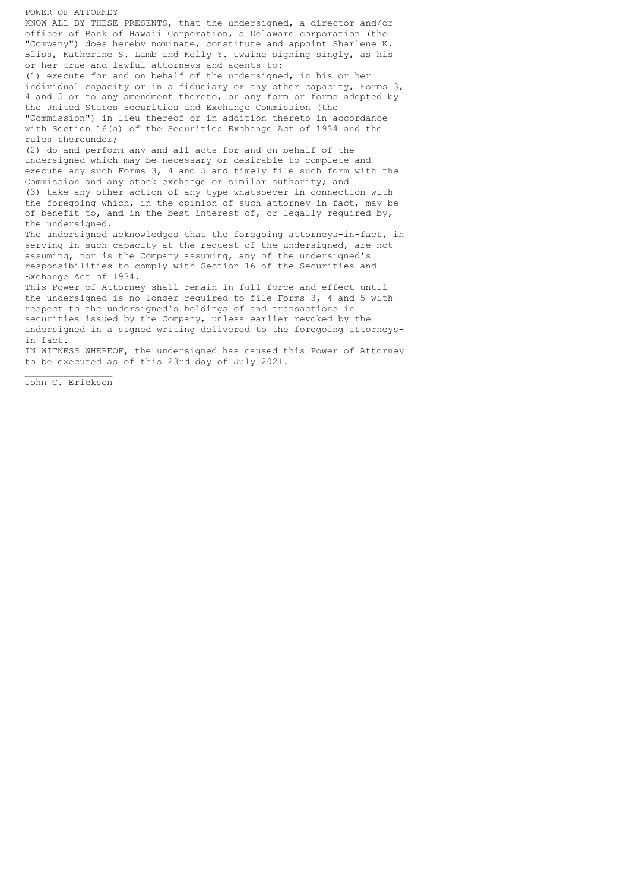# POWER OF ATTORNEY

KNOW ALL BY THESE PRESENTS, that the undersigned, a director and/or officer of Bank of Hawaii Corporation, a Delaware corporation (the "Company") does hereby nominate, constitute and appoint Sharlene K. Bliss, Katherine S. Lamb and Kelly Y. Uwaine signing singly, as his or her true and lawful attorneys and agents to:

(1) execute for and on behalf of the undersigned, in his or her individual capacity or in a fiduciary or any other capacity, Forms 3, 4 and 5 or to any amendment thereto, or any form or forms adopted by the United States Securities and Exchange Commission (the "Commission") in lieu thereof or in addition thereto in accordance with Section 16(a) of the Securities Exchange Act of 1934 and the rules thereunder;

(2) do and perform any and all acts for and on behalf of the undersigned which may be necessary or desirable to complete and execute any such Forms 3, 4 and 5 and timely file such form with the Commission and any stock exchange or similar authority; and

(3) take any other action of any type whatsoever in connection with the foregoing which, in the opinion of such attorney-in-fact, may be of benefit to, and in the best interest of, or legally required by, the undersigned.

The undersigned acknowledges that the foregoing attorneys-in-fact, in serving in such capacity at the request of the undersigned, are not assuming, nor is the Company assuming, any of the undersigned's responsibilities to comply with Section 16 of the Securities and Exchange Act of 1934.

This Power of Attorney shall remain in full force and effect until the undersigned is no longer required to file Forms 3, 4 and 5 with respect to the undersigned's holdings of and transactions in securities issued by the Company, unless earlier revoked by the undersigned in a signed writing delivered to the foregoing attorneys-in-fact.

IN WITNESS WHEREOF, the undersigned has caused this Power of Attorney to be executed as of this 23rd day of July 2021.

\_\_\_\_\_\_\_\_\_\_\_\_\_\_\_\_

John C. Erickson